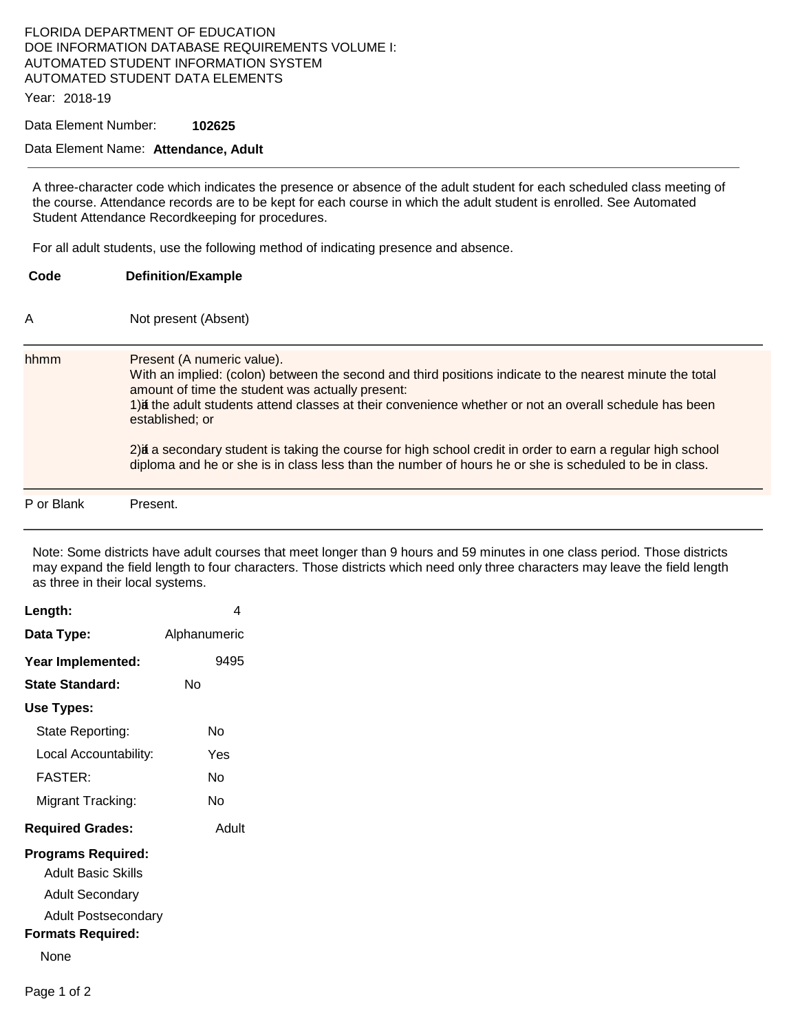FLORIDA DEPARTMENT OF EDUCATION
DOE INFORMATION DATABASE REQUIREMENTS VOLUME I:
AUTOMATED STUDENT INFORMATION SYSTEM
AUTOMATED STUDENT DATA ELEMENTS

Year: 2018-19

Data Element Number: **102625**

Data Element Name: **Attendance, Adult**

---

A three-character code which indicates the presence or absence of the adult student for each scheduled class meeting of the course. Attendance records are to be kept for each course in which the adult student is enrolled. See Automated Student Attendance Recordkeeping for procedures.

For all adult students, use the following method of indicating presence and absence.

| Code | Definition/Example |
|---|---|
| A | Not present (Absent) |
| hhmm | Present (A numeric value).<br>With an implied: (colon) between the second and third positions indicate to the nearest minute the total amount of time the student was actually present:<br>1) if the adult students attend classes at their convenience whether or not an overall schedule has been established; or<br><br>2) if a secondary student is taking the course for high school credit in order to earn a regular high school diploma and he or she is in class less than the number of hours he or she is scheduled to be in class. |
| P or Blank | Present. |

Note: Some districts have adult courses that meet longer than 9 hours and 59 minutes in one class period. Those districts may expand the field length to four characters. Those districts which need only three characters may leave the field length as three in their local systems.

**Length:** 4

**Data Type:** Alphanumeric

**Year Implemented:** 9495

**State Standard:** No

**Use Types:**

- State Reporting: No
- Local Accountability: Yes
- FASTER: No
- Migrant Tracking: No

**Required Grades:** Adult

**Programs Required:**

- Adult Basic Skills
- Adult Secondary
- Adult Postsecondary

**Formats Required:**

None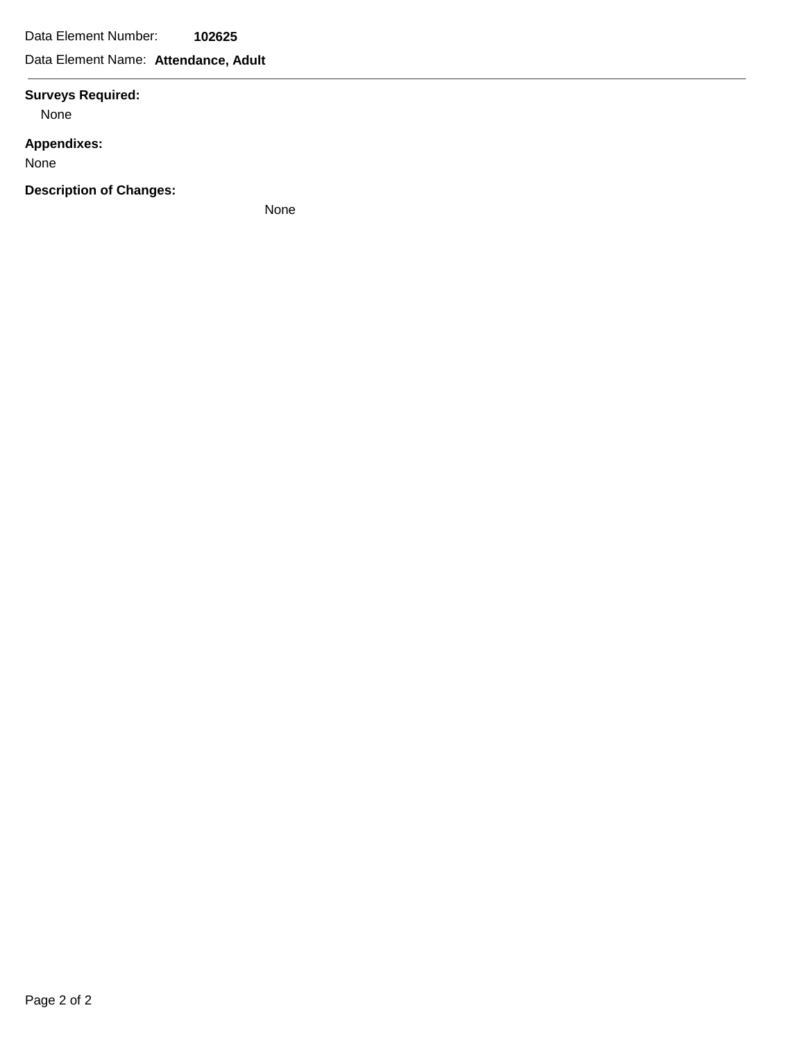Data Element Number: **102625**

Data Element Name: **Attendance, Adult**

---

**Surveys Required:**

None

**Appendixes:**

None

**Description of Changes:**

None